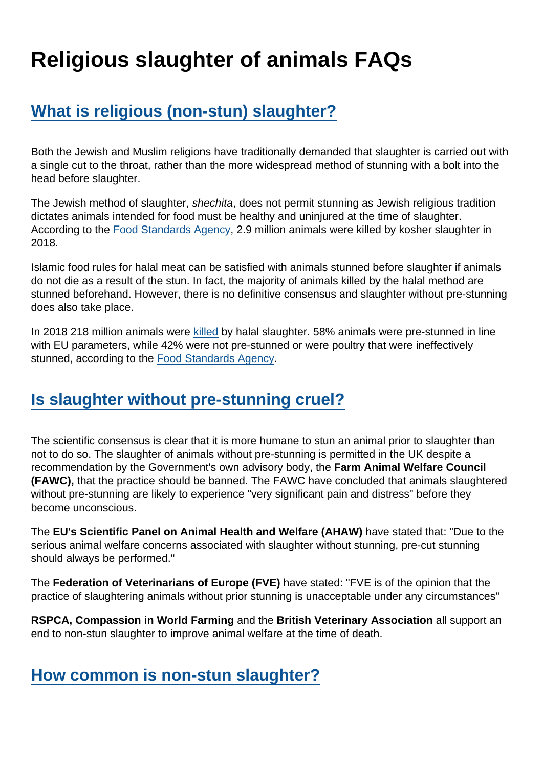# Religious slaughter of animals FAQs

## What is religious (non-stun) slaughter?

Both the Jewish and Muslim religions have traditionally demanded that slaughter is carried out with a single cut to the throat, rather than the more widespread method of stunning with a bolt into the head before slaughter.

The Jewish method of slaughter, *shechita*, does not permit stunning as Jewish religious tradition dictates animals intended for food must be healthy and uninjured at the time of slaughter. According to the Food Standards Agency, 2.9 million animals were killed by kosher slaughter in 2018.

Islamic food rules for halal meat can be satisfied with animals stunned before slaughter if animals do not die as a result of the stun. In fact, the majority of animals killed by the halal method are stunned beforehand. However, there is no definitive consensus and slaughter without pre-stunning does also take place.

In 2018 218 million animals were killed by halal slaughter. 58% animals were pre-stunned in line with EU parameters, while 42% were not pre-stunned or were poultry that were ineffectively stunned, according to the Food Standards Agency.

## Is slaughter without pre-stunning cruel?

The scientific consensus is clear that it is more humane to stun an animal prior to slaughter than not to do so. The slaughter of animals without pre-stunning is permitted in the UK despite a recommendation by the Government's own advisory body, the **Farm Animal Welfare Council (FAWC),** that the practice should be banned. The FAWC have concluded that animals slaughtered without pre-stunning are likely to experience "very significant pain and distress" before they become unconscious.

The **EU's Scientific Panel on Animal Health and Welfare (AHAW)** have stated that: "Due to the serious animal welfare concerns associated with slaughter without stunning, pre-cut stunning should always be performed."

The **Federation of Veterinarians of Europe (FVE)** have stated: "FVE is of the opinion that the practice of slaughtering animals without prior stunning is unacceptable under any circumstances"

**RSPCA, Compassion in World Farming** and the **British Veterinary Association** all support an end to non-stun slaughter to improve animal welfare at the time of death.

## How common is non-stun slaughter?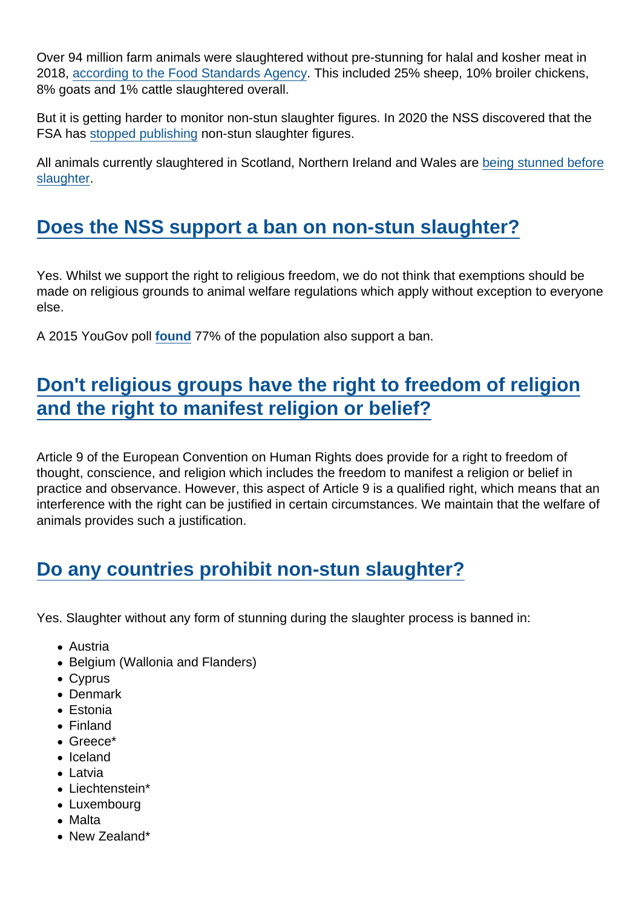Over 94 million farm animals were slaughtered without pre-stunning for halal and kosher meat in 2018, according to the Food Standards Agency. This included 25% sheep, 10% broiler chickens, 8% goats and 1% cattle slaughtered overall.

But it is getting harder to monitor non-stun slaughter figures. In 2020 the NSS discovered that the FSA has stopped publishing non-stun slaughter figures.

All animals currently slaughtered in Scotland, Northern Ireland and Wales are being stunned before slaughter.

## Does the NSS support a ban on non-stun slaughter?

Yes. Whilst we support the right to religious freedom, we do not think that exemptions should be made on religious grounds to animal welfare regulations which apply without exception to everyone else.

A 2015 YouGov poll **found** 77% of the population also support a ban.

## Don't religious groups have the right to freedom of religion and the right to manifest religion or belief?

Article 9 of the European Convention on Human Rights does provide for a right to freedom of thought, conscience, and religion which includes the freedom to manifest a religion or belief in practice and observance. However, this aspect of Article 9 is a qualified right, which means that an interference with the right can be justified in certain circumstances. We maintain that the welfare of animals provides such a justification.

## Do any countries prohibit non-stun slaughter?

Yes. Slaughter without any form of stunning during the slaughter process is banned in:

- Austria
- Belgium (Wallonia and Flanders)
- Cyprus
- Denmark
- Estonia
- Finland
- Greece*
- Iceland
- Latvia
- Liechtenstein*
- Luxembourg
- Malta
- New Zealand*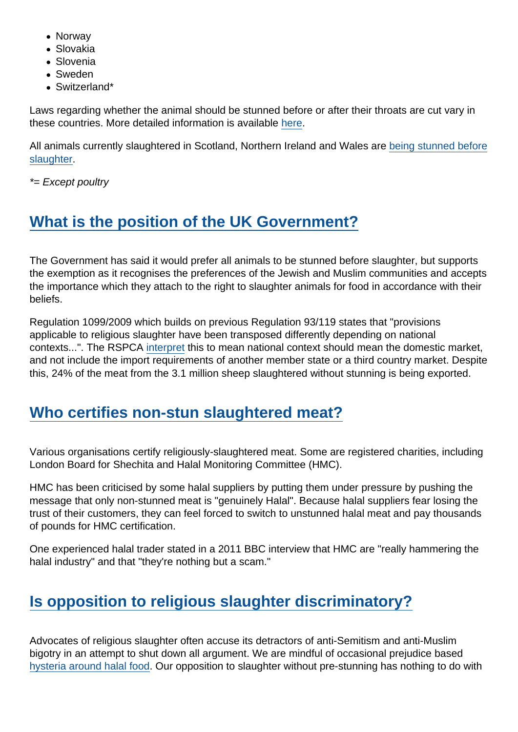- Norway
- Slovakia
- Slovenia
- Sweden
- Switzerland*

Laws regarding whether the animal should be stunned before or after their throats are cut vary in these countries. More detailed information is available here.

All animals currently slaughtered in Scotland, Northern Ireland and Wales are being stunned before slaughter.

*= Except poultry*

## What is the position of the UK Government?

The Government has said it would prefer all animals to be stunned before slaughter, but supports the exemption as it recognises the preferences of the Jewish and Muslim communities and accepts the importance which they attach to the right to slaughter animals for food in accordance with their beliefs.

Regulation 1099/2009 which builds on previous Regulation 93/119 states that "provisions applicable to religious slaughter have been transposed differently depending on national contexts...". The RSPCA interpret this to mean national context should mean the domestic market, and not include the import requirements of another member state or a third country market. Despite this, 24% of the meat from the 3.1 million sheep slaughtered without stunning is being exported.

## Who certifies non-stun slaughtered meat?

Various organisations certify religiously-slaughtered meat. Some are registered charities, including London Board for Shechita and Halal Monitoring Committee (HMC).

HMC has been criticised by some halal suppliers by putting them under pressure by pushing the message that only non-stunned meat is "genuinely Halal". Because halal suppliers fear losing the trust of their customers, they can feel forced to switch to unstunned halal meat and pay thousands of pounds for HMC certification.

One experienced halal trader stated in a 2011 BBC interview that HMC are "really hammering the halal industry" and that "they're nothing but a scam."

## Is opposition to religious slaughter discriminatory?

Advocates of religious slaughter often accuse its detractors of anti-Semitism and anti-Muslim bigotry in an attempt to shut down all argument. We are mindful of occasional prejudice based hysteria around halal food. Our opposition to slaughter without pre-stunning has nothing to do with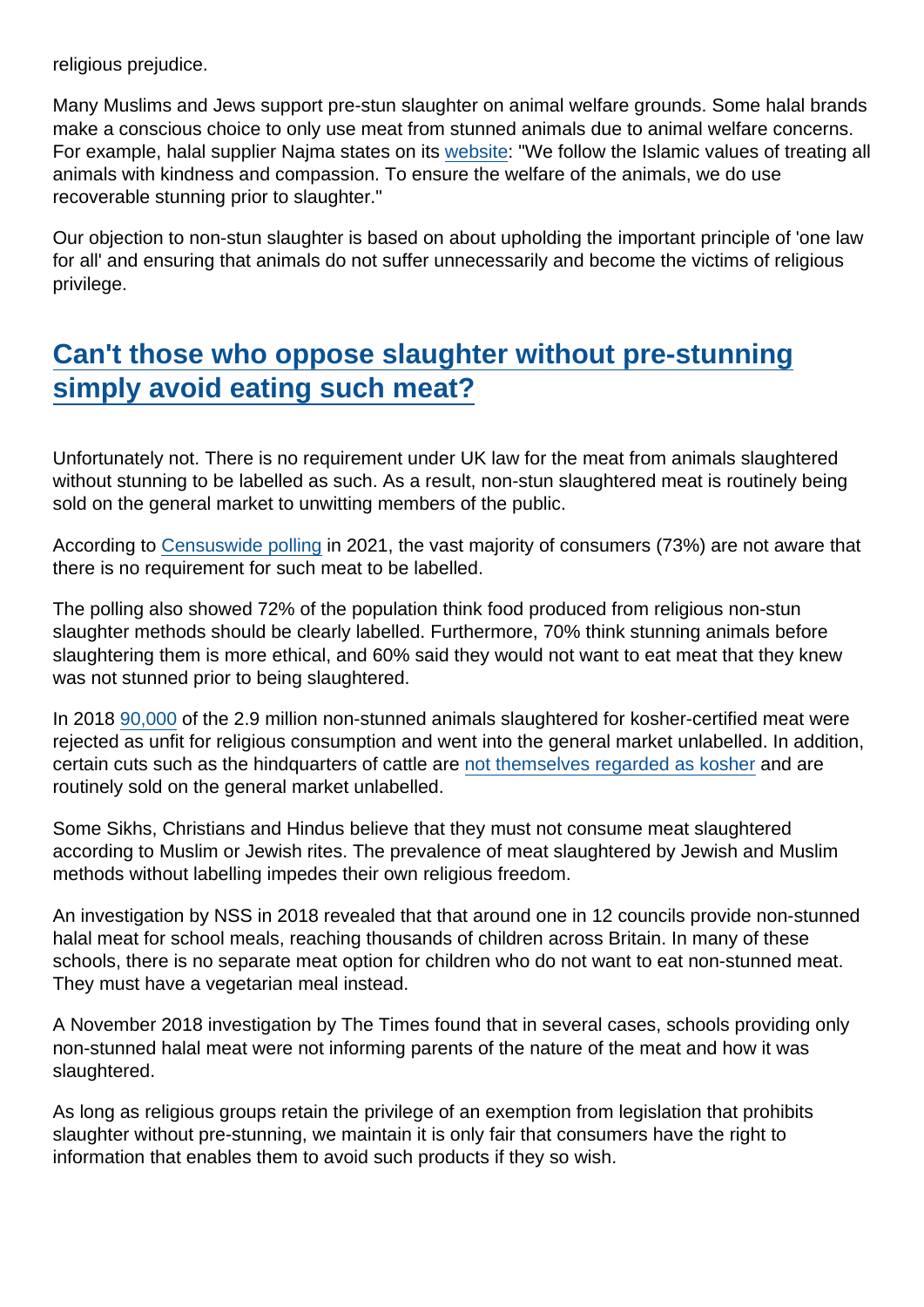religious prejudice.

Many Muslims and Jews support pre-stun slaughter on animal welfare grounds. Some halal brands make a conscious choice to only use meat from stunned animals due to animal welfare concerns. For example, halal supplier Najma states on its website: "We follow the Islamic values of treating all animals with kindness and compassion. To ensure the welfare of the animals, we do use recoverable stunning prior to slaughter."

Our objection to non-stun slaughter is based on about upholding the important principle of 'one law for all' and ensuring that animals do not suffer unnecessarily and become the victims of religious privilege.

## Can't those who oppose slaughter without pre-stunning simply avoid eating such meat?

Unfortunately not. There is no requirement under UK law for the meat from animals slaughtered without stunning to be labelled as such. As a result, non-stun slaughtered meat is routinely being sold on the general market to unwitting members of the public.

According to Censuswide polling in 2021, the vast majority of consumers (73%) are not aware that there is no requirement for such meat to be labelled.

The polling also showed 72% of the population think food produced from religious non-stun slaughter methods should be clearly labelled. Furthermore, 70% think stunning animals before slaughtering them is more ethical, and 60% said they would not want to eat meat that they knew was not stunned prior to being slaughtered.

In 2018 90,000 of the 2.9 million non-stunned animals slaughtered for kosher-certified meat were rejected as unfit for religious consumption and went into the general market unlabelled. In addition, certain cuts such as the hindquarters of cattle are not themselves regarded as kosher and are routinely sold on the general market unlabelled.

Some Sikhs, Christians and Hindus believe that they must not consume meat slaughtered according to Muslim or Jewish rites. The prevalence of meat slaughtered by Jewish and Muslim methods without labelling impedes their own religious freedom.

An investigation by NSS in 2018 revealed that that around one in 12 councils provide non-stunned halal meat for school meals, reaching thousands of children across Britain. In many of these schools, there is no separate meat option for children who do not want to eat non-stunned meat. They must have a vegetarian meal instead.

A November 2018 investigation by The Times found that in several cases, schools providing only non-stunned halal meat were not informing parents of the nature of the meat and how it was slaughtered.

As long as religious groups retain the privilege of an exemption from legislation that prohibits slaughter without pre-stunning, we maintain it is only fair that consumers have the right to information that enables them to avoid such products if they so wish.